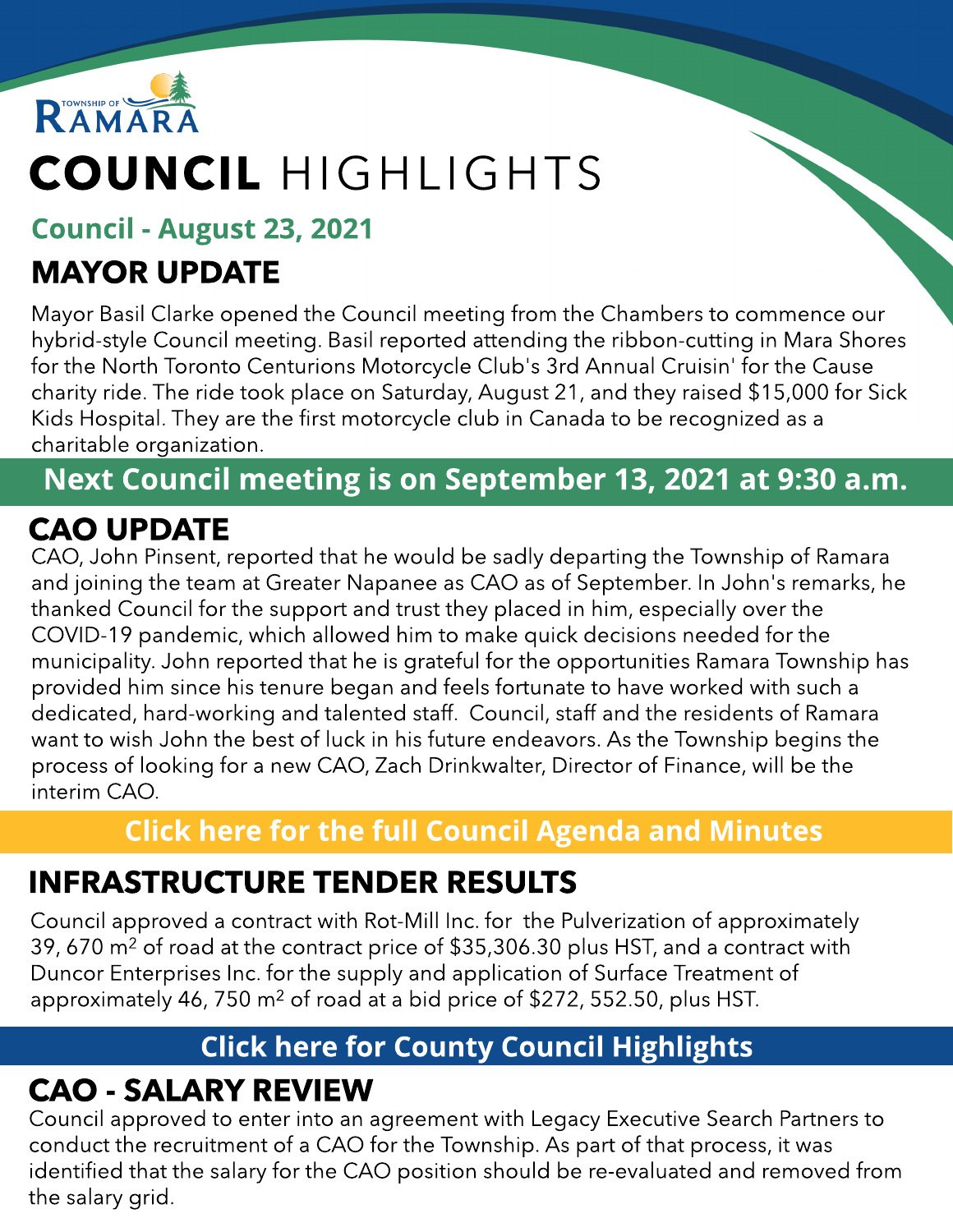TOWNSHIP OF RAMARA

# COUNCIL HIGHLIGHTS

### Council - August 23, 2021

## MAYOR UPDATE

Mayor Basil Clarke opened the Council meeting from the Chambers to commence our hybrid-style Council meeting. Basil reported attending the ribbon-cutting in Mara Shores for the North Toronto Centurions Motorcycle Club's 3rd Annual Cruisin' for the Cause charity ride. The ride took place on Saturday, August 21, and they raised $15,000 for Sick Kids Hospital. They are the first motorcycle club in Canada to be recognized as a charitable organization.

**Next Council meeting is on September 13, 2021 at 9:30 a.m.**

## CAO UPDATE

CAO, John Pinsent, reported that he would be sadly departing the Township of Ramara and joining the team at Greater Napanee as CAO as of September. In John's remarks, he thanked Council for the support and trust they placed in him, especially over the COVID-19 pandemic, which allowed him to make quick decisions needed for the municipality. John reported that he is grateful for the opportunities Ramara Township has provided him since his tenure began and feels fortunate to have worked with such a dedicated, hard-working and talented staff. Council, staff and the residents of Ramara want to wish John the best of luck in his future endeavors. As the Township begins the process of looking for a new CAO, Zach Drinkwalter, Director of Finance, will be the interim CAO.

**Click here for the full Council Agenda and Minutes**

## INFRASTRUCTURE TENDER RESULTS

Council approved a contract with Rot-Mill Inc. for the Pulverization of approximately 39, 670 $m^2$ of road at the contract price of $35,306.30 plus HST, and a contract with Duncor Enterprises Inc. for the supply and application of Surface Treatment of approximately 46, 750 $m^2$ of road at a bid price of $272, 552.50, plus HST.

**Click here for County Council Highlights**

## CAO - SALARY REVIEW

Council approved to enter into an agreement with Legacy Executive Search Partners to conduct the recruitment of a CAO for the Township. As part of that process, it was identified that the salary for the CAO position should be re-evaluated and removed from the salary grid.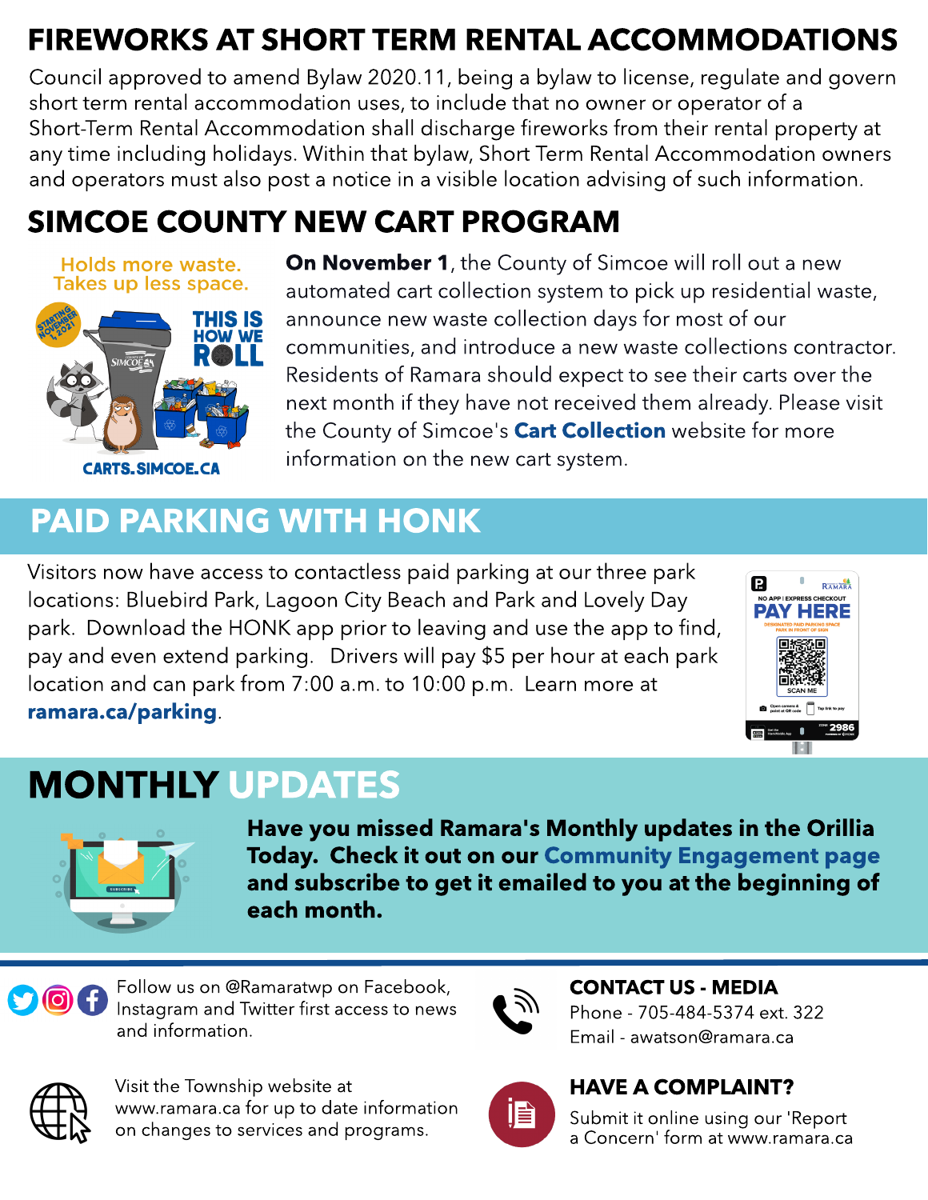# FIREWORKS AT SHORT TERM RENTAL ACCOMMODATIONS

Council approved to amend Bylaw 2020.11, being a bylaw to license, regulate and govern short term rental accommodation uses, to include that no owner or operator of a Short-Term Rental Accommodation shall discharge fireworks from their rental property at any time including holidays. Within that bylaw, Short Term Rental Accommodation owners and operators must also post a notice in a visible location advising of such information.

# SIMCOE COUNTY NEW CART PROGRAM

Holds more waste. Takes up less space.

THIS IS HOW WE ROLL

CARTS.SIMCOE.CA

**On November 1**, the County of Simcoe will roll out a new automated cart collection system to pick up residential waste, announce new waste collection days for most of our communities, and introduce a new waste collections contractor. Residents of Ramara should expect to see their carts over the next month if they have not received them already. Please visit the County of Simcoe's **Cart Collection** website for more information on the new cart system.

# PAID PARKING WITH HONK

Visitors now have access to contactless paid parking at our three park locations: Bluebird Park, Lagoon City Beach and Park and Lovely Day park. Download the HONK app prior to leaving and use the app to find, pay and even extend parking. Drivers will pay $5 per hour at each park location and can park from 7:00 a.m. to 10:00 p.m. Learn more at **ramara.ca/parking**.

# MONTHLY UPDATES

**Have you missed Ramara's Monthly updates in the Orillia Today. Check it out on our Community Engagement page and subscribe to get it emailed to you at the beginning of each month.**

Follow us on @Ramaratwp on Facebook, Instagram and Twitter first access to news and information.

**CONTACT US - MEDIA**

Phone - 705-484-5374 ext. 322

Email - awatson@ramara.ca

Visit the Township website at www.ramara.ca for up to date information on changes to services and programs.

**HAVE A COMPLAINT?**

Submit it online using our 'Report a Concern' form at www.ramara.ca